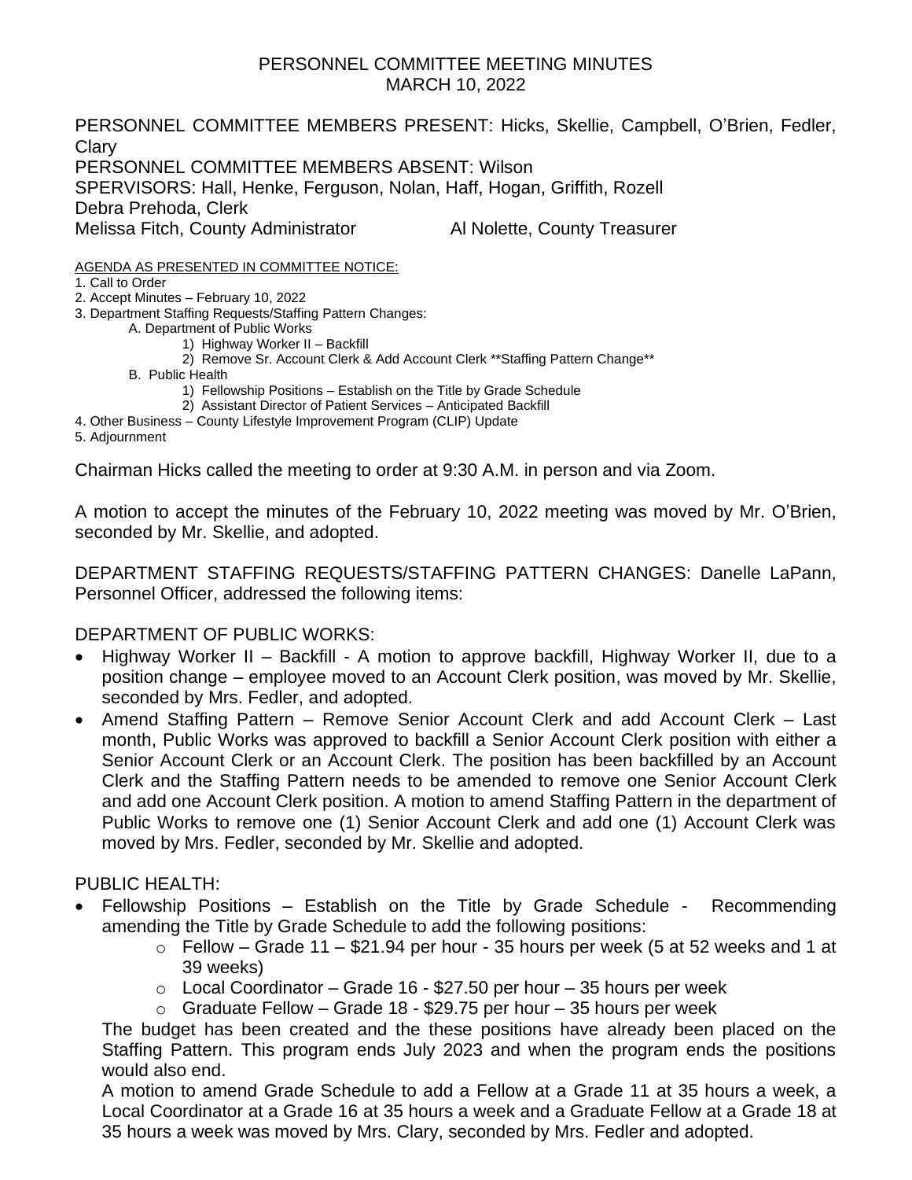# PERSONNEL COMMITTEE MEETING MINUTES
## MARCH 10, 2022

PERSONNEL COMMITTEE MEMBERS PRESENT: Hicks, Skellie, Campbell, O'Brien, Fedler, Clary
PERSONNEL COMMITTEE MEMBERS ABSENT: Wilson
SPERVISORS: Hall, Henke, Ferguson, Nolan, Haff, Hogan, Griffith, Rozell
Debra Prehoda, Clerk
Melissa Fitch, County Administrator Al Nolette, County Treasurer

AGENDA AS PRESENTED IN COMMITTEE NOTICE:

1. Call to Order
2. Accept Minutes – February 10, 2022
3. Department Staffing Requests/Staffing Pattern Changes:
   - A. Department of Public Works
     - 1) Highway Worker II – Backfill
     - 2) Remove Sr. Account Clerk & Add Account Clerk **Staffing Pattern Change**
   - B. Public Health
     - 1) Fellowship Positions – Establish on the Title by Grade Schedule
     - 2) Assistant Director of Patient Services – Anticipated Backfill
4. Other Business – County Lifestyle Improvement Program (CLIP) Update
5. Adjournment

Chairman Hicks called the meeting to order at 9:30 A.M. in person and via Zoom.

A motion to accept the minutes of the February 10, 2022 meeting was moved by Mr. O'Brien, seconded by Mr. Skellie, and adopted.

DEPARTMENT STAFFING REQUESTS/STAFFING PATTERN CHANGES: Danelle LaPann, Personnel Officer, addressed the following items:

DEPARTMENT OF PUBLIC WORKS:

- Highway Worker II – Backfill - A motion to approve backfill, Highway Worker II, due to a position change – employee moved to an Account Clerk position, was moved by Mr. Skellie, seconded by Mrs. Fedler, and adopted.
- Amend Staffing Pattern – Remove Senior Account Clerk and add Account Clerk – Last month, Public Works was approved to backfill a Senior Account Clerk position with either a Senior Account Clerk or an Account Clerk. The position has been backfilled by an Account Clerk and the Staffing Pattern needs to be amended to remove one Senior Account Clerk and add one Account Clerk position. A motion to amend Staffing Pattern in the department of Public Works to remove one (1) Senior Account Clerk and add one (1) Account Clerk was moved by Mrs. Fedler, seconded by Mr. Skellie and adopted.

PUBLIC HEALTH:

- Fellowship Positions – Establish on the Title by Grade Schedule - Recommending amending the Title by Grade Schedule to add the following positions:
  - Fellow – Grade 11 – $21.94 per hour - 35 hours per week (5 at 52 weeks and 1 at 39 weeks)
  - Local Coordinator – Grade 16 - $27.50 per hour – 35 hours per week
  - Graduate Fellow – Grade 18 - $29.75 per hour – 35 hours per week

  The budget has been created and the these positions have already been placed on the Staffing Pattern. This program ends July 2023 and when the program ends the positions would also end.

  A motion to amend Grade Schedule to add a Fellow at a Grade 11 at 35 hours a week, a Local Coordinator at a Grade 16 at 35 hours a week and a Graduate Fellow at a Grade 18 at 35 hours a week was moved by Mrs. Clary, seconded by Mrs. Fedler and adopted.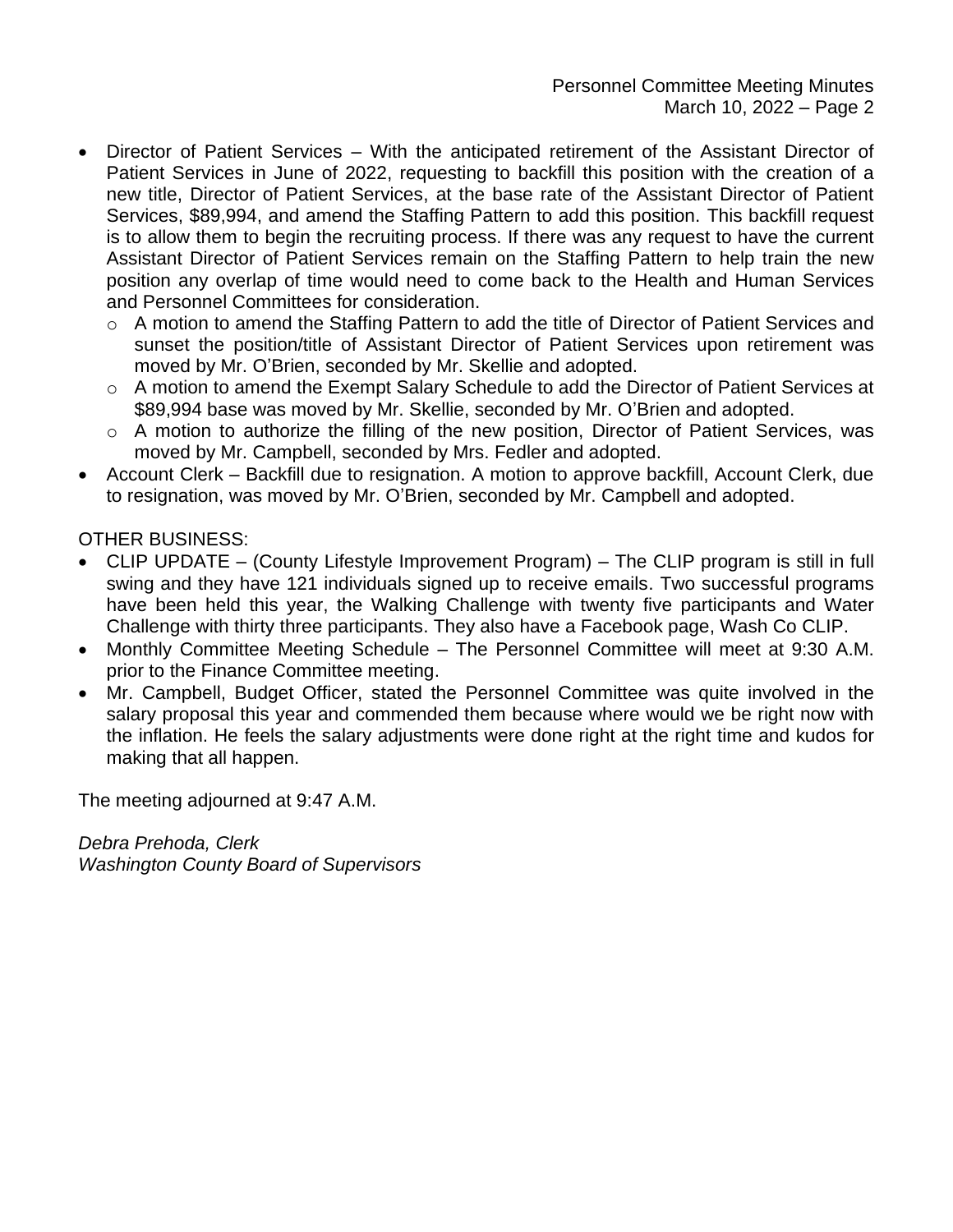- Director of Patient Services – With the anticipated retirement of the Assistant Director of Patient Services in June of 2022, requesting to backfill this position with the creation of a new title, Director of Patient Services, at the base rate of the Assistant Director of Patient Services, $89,994, and amend the Staffing Pattern to add this position. This backfill request is to allow them to begin the recruiting process. If there was any request to have the current Assistant Director of Patient Services remain on the Staffing Pattern to help train the new position any overlap of time would need to come back to the Health and Human Services and Personnel Committees for consideration.
  - A motion to amend the Staffing Pattern to add the title of Director of Patient Services and sunset the position/title of Assistant Director of Patient Services upon retirement was moved by Mr. O'Brien, seconded by Mr. Skellie and adopted.
  - A motion to amend the Exempt Salary Schedule to add the Director of Patient Services at $89,994 base was moved by Mr. Skellie, seconded by Mr. O'Brien and adopted.
  - A motion to authorize the filling of the new position, Director of Patient Services, was moved by Mr. Campbell, seconded by Mrs. Fedler and adopted.
- Account Clerk – Backfill due to resignation. A motion to approve backfill, Account Clerk, due to resignation, was moved by Mr. O'Brien, seconded by Mr. Campbell and adopted.

OTHER BUSINESS:

- CLIP UPDATE – (County Lifestyle Improvement Program) – The CLIP program is still in full swing and they have 121 individuals signed up to receive emails. Two successful programs have been held this year, the Walking Challenge with twenty five participants and Water Challenge with thirty three participants. They also have a Facebook page, Wash Co CLIP.
- Monthly Committee Meeting Schedule – The Personnel Committee will meet at 9:30 A.M. prior to the Finance Committee meeting.
- Mr. Campbell, Budget Officer, stated the Personnel Committee was quite involved in the salary proposal this year and commended them because where would we be right now with the inflation. He feels the salary adjustments were done right at the right time and kudos for making that all happen.

The meeting adjourned at 9:47 A.M.

*Debra Prehoda, Clerk*
*Washington County Board of Supervisors*